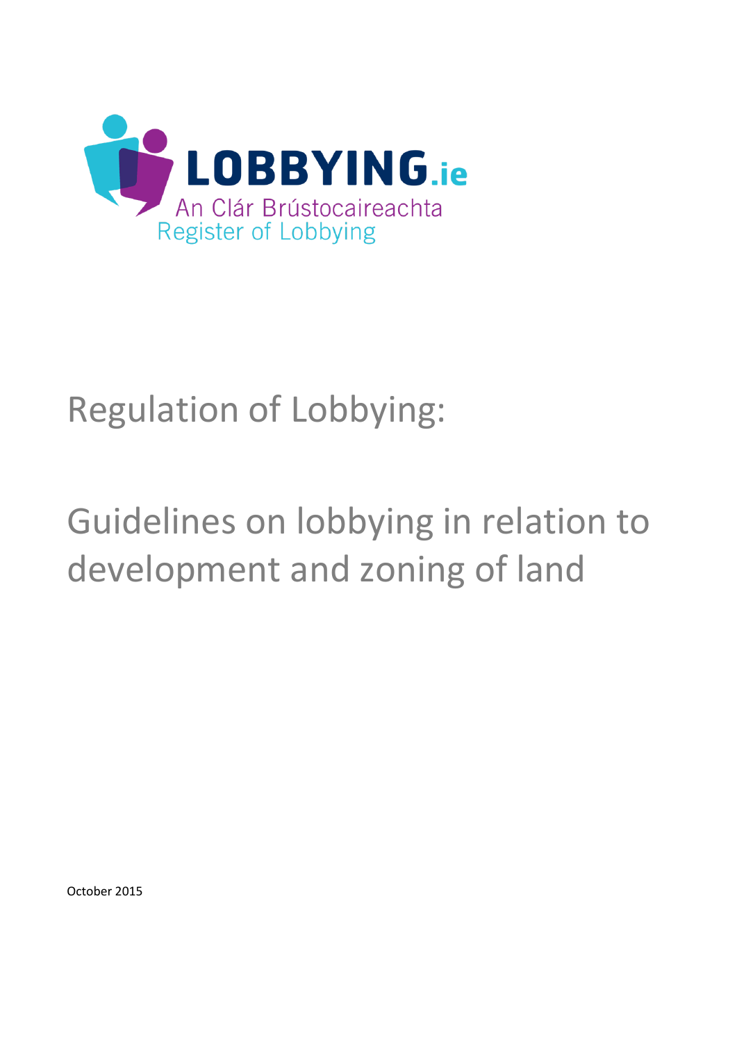LOBBYING.ie

An Clár Brústocaireachta

Register of Lobbying

# Regulation of Lobbying:

# Guidelines on lobbying in relation to development and zoning of land

October 2015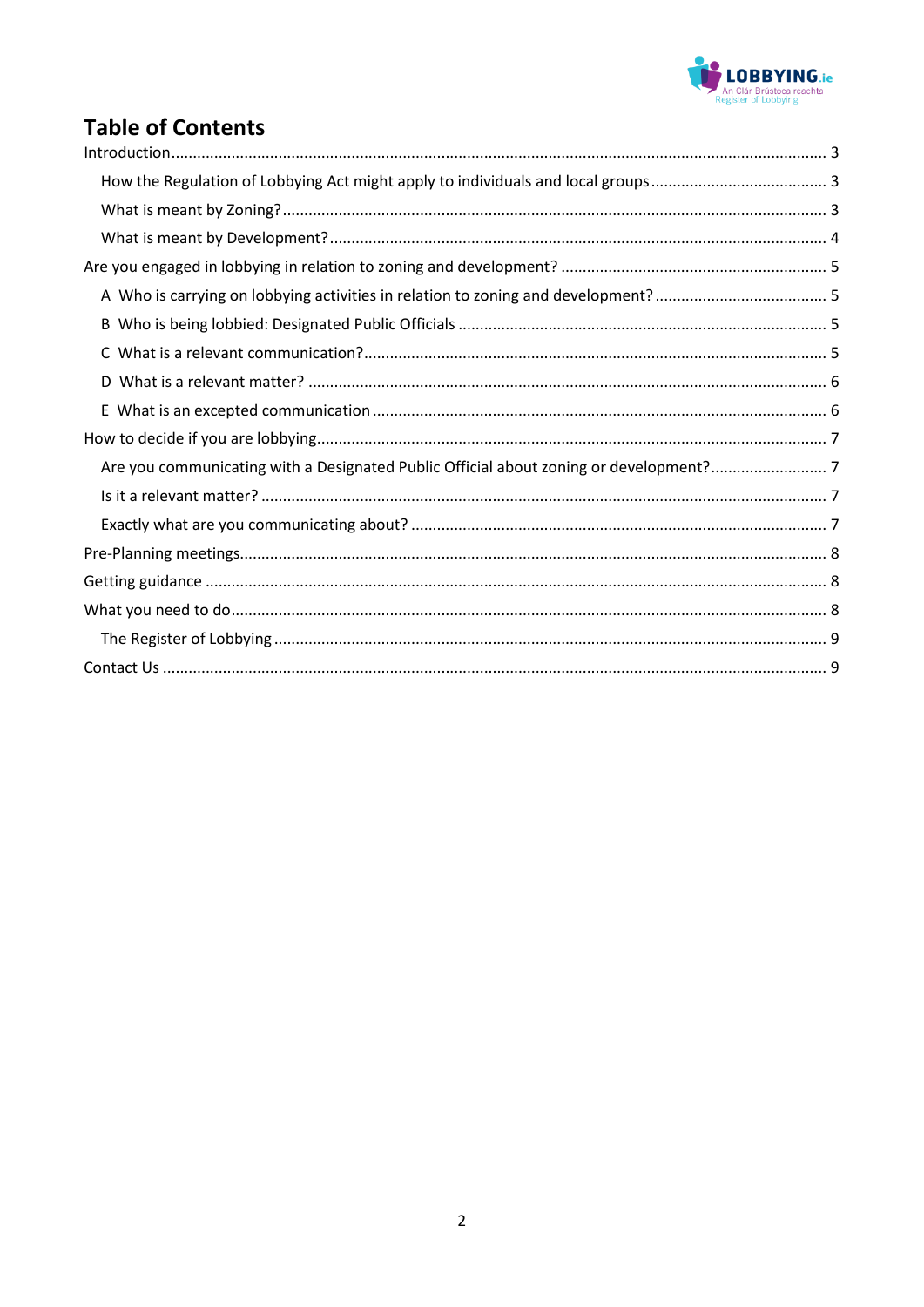# Table of Contents

- Introduction ... 3
  - How the Regulation of Lobbying Act might apply to individuals and local groups ... 3
  - What is meant by Zoning? ... 3
  - What is meant by Development? ... 4
- Are you engaged in lobbying in relation to zoning and development? ... 5
  - A Who is carrying on lobbying activities in relation to zoning and development? ... 5
  - B Who is being lobbied: Designated Public Officials ... 5
  - C What is a relevant communication? ... 5
  - D What is a relevant matter? ... 6
  - E What is an excepted communication ... 6
- How to decide if you are lobbying ... 7
  - Are you communicating with a Designated Public Official about zoning or development? ... 7
  - Is it a relevant matter? ... 7
  - Exactly what are you communicating about? ... 7
- Pre-Planning meetings ... 8
- Getting guidance ... 8
- What you need to do ... 8
  - The Register of Lobbying ... 9
- Contact Us ... 9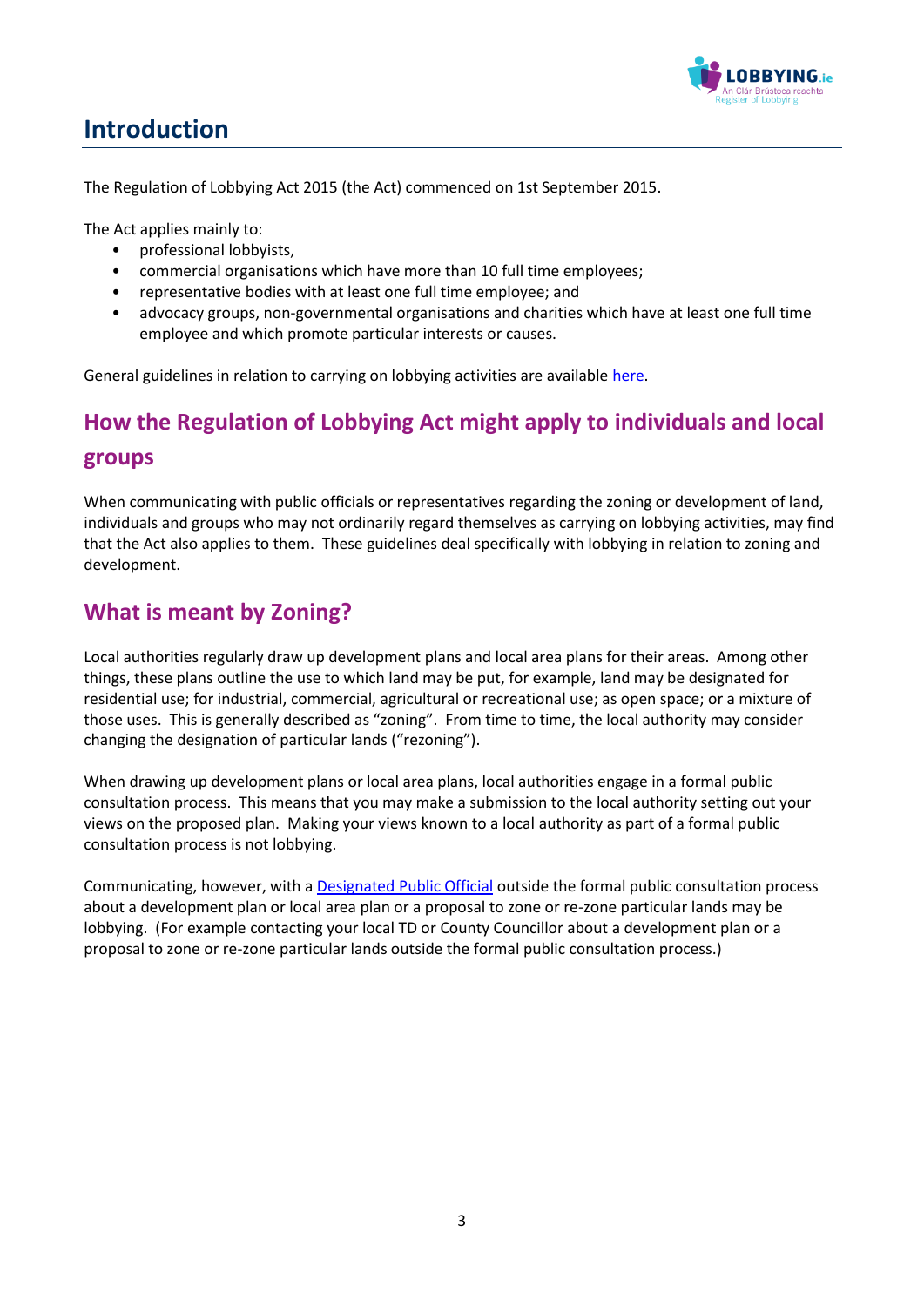# Introduction

The Regulation of Lobbying Act 2015 (the Act) commenced on 1st September 2015.

The Act applies mainly to:

- professional lobbyists,
- commercial organisations which have more than 10 full time employees;
- representative bodies with at least one full time employee; and
- advocacy groups, non-governmental organisations and charities which have at least one full time employee and which promote particular interests or causes.

General guidelines in relation to carrying on lobbying activities are available here.

## How the Regulation of Lobbying Act might apply to individuals and local groups

When communicating with public officials or representatives regarding the zoning or development of land, individuals and groups who may not ordinarily regard themselves as carrying on lobbying activities, may find that the Act also applies to them. These guidelines deal specifically with lobbying in relation to zoning and development.

## What is meant by Zoning?

Local authorities regularly draw up development plans and local area plans for their areas. Among other things, these plans outline the use to which land may be put, for example, land may be designated for residential use; for industrial, commercial, agricultural or recreational use; as open space; or a mixture of those uses. This is generally described as "zoning". From time to time, the local authority may consider changing the designation of particular lands ("rezoning").

When drawing up development plans or local area plans, local authorities engage in a formal public consultation process. This means that you may make a submission to the local authority setting out your views on the proposed plan. Making your views known to a local authority as part of a formal public consultation process is not lobbying.

Communicating, however, with a Designated Public Official outside the formal public consultation process about a development plan or local area plan or a proposal to zone or re-zone particular lands may be lobbying. (For example contacting your local TD or County Councillor about a development plan or a proposal to zone or re-zone particular lands outside the formal public consultation process.)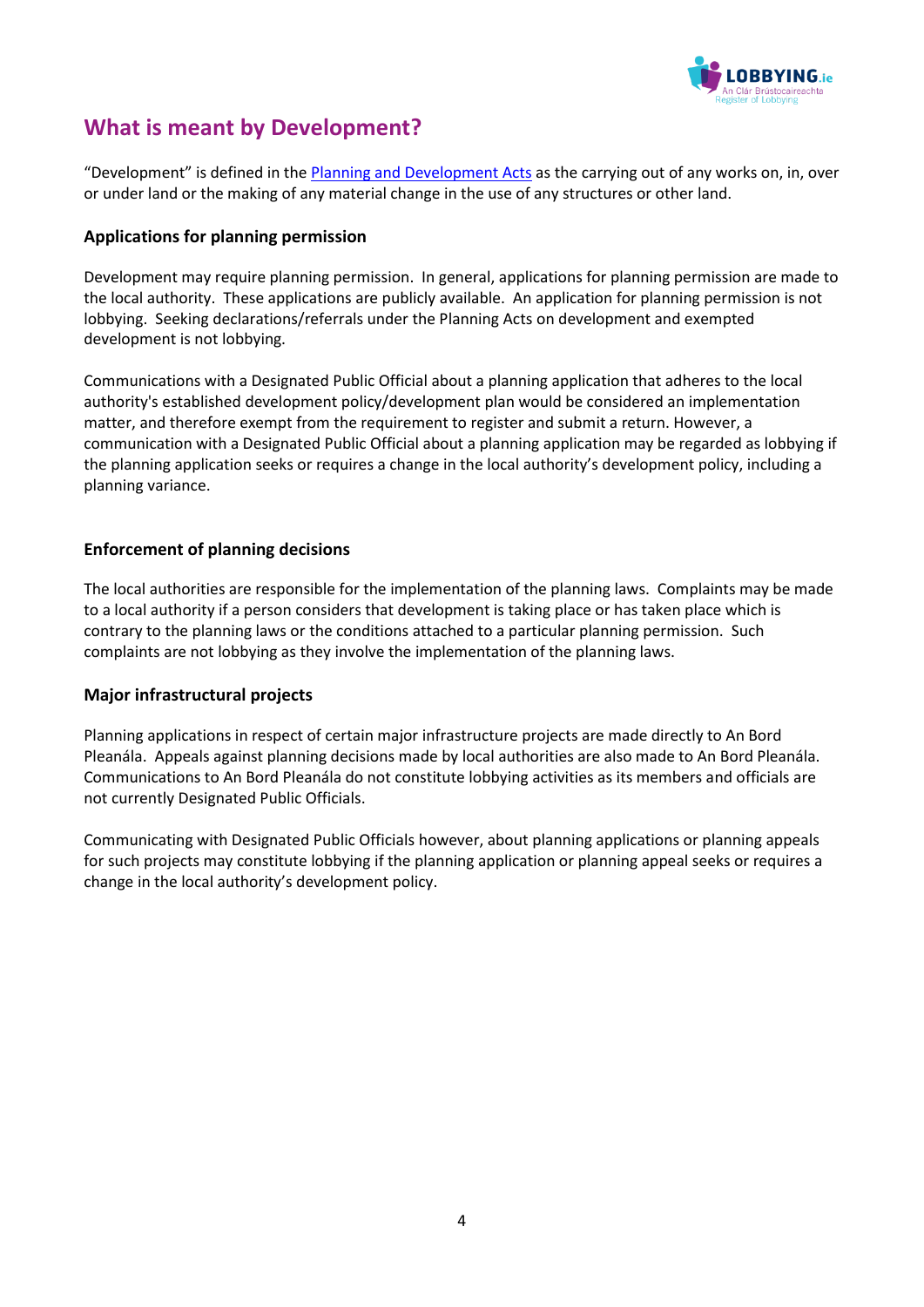## What is meant by Development?

"Development" is defined in the [Planning and Development Acts]() as the carrying out of any works on, in, over or under land or the making of any material change in the use of any structures or other land.

### Applications for planning permission

Development may require planning permission. In general, applications for planning permission are made to the local authority. These applications are publicly available. An application for planning permission is not lobbying. Seeking declarations/referrals under the Planning Acts on development and exempted development is not lobbying.

Communications with a Designated Public Official about a planning application that adheres to the local authority's established development policy/development plan would be considered an implementation matter, and therefore exempt from the requirement to register and submit a return. However, a communication with a Designated Public Official about a planning application may be regarded as lobbying if the planning application seeks or requires a change in the local authority's development policy, including a planning variance.

### Enforcement of planning decisions

The local authorities are responsible for the implementation of the planning laws. Complaints may be made to a local authority if a person considers that development is taking place or has taken place which is contrary to the planning laws or the conditions attached to a particular planning permission. Such complaints are not lobbying as they involve the implementation of the planning laws.

### Major infrastructural projects

Planning applications in respect of certain major infrastructure projects are made directly to An Bord Pleanála. Appeals against planning decisions made by local authorities are also made to An Bord Pleanála. Communications to An Bord Pleanála do not constitute lobbying activities as its members and officials are not currently Designated Public Officials.

Communicating with Designated Public Officials however, about planning applications or planning appeals for such projects may constitute lobbying if the planning application or planning appeal seeks or requires a change in the local authority's development policy.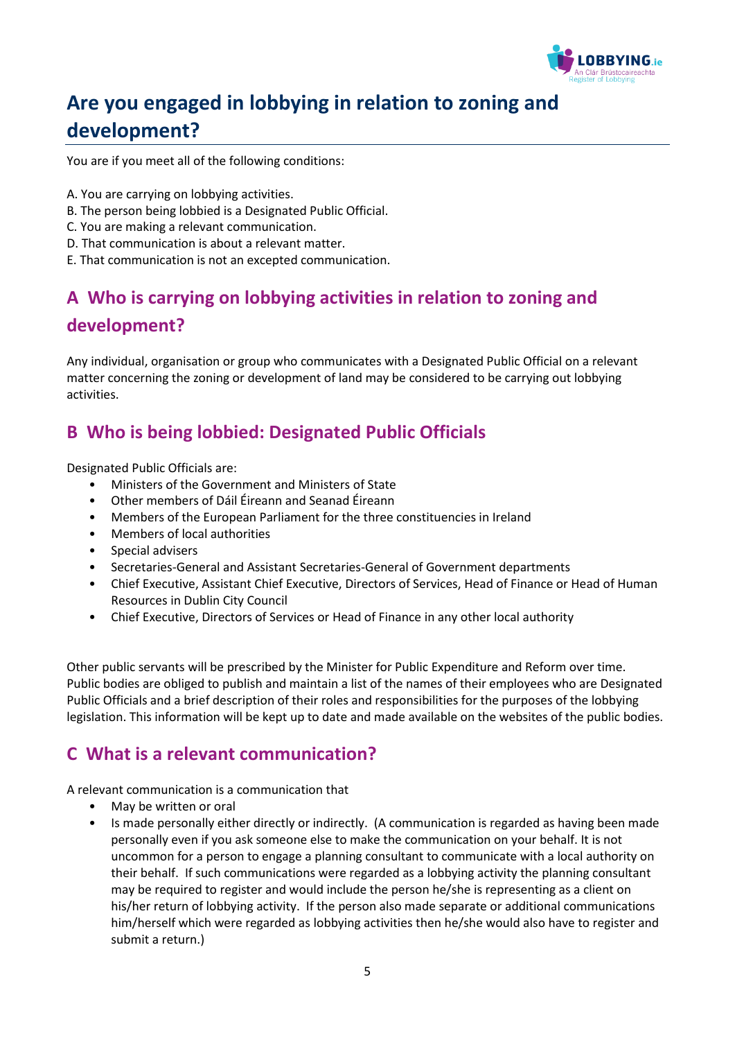# Are you engaged in lobbying in relation to zoning and development?

You are if you meet all of the following conditions:

A. You are carrying on lobbying activities.
B. The person being lobbied is a Designated Public Official.
C. You are making a relevant communication.
D. That communication is about a relevant matter.
E. That communication is not an excepted communication.

## A Who is carrying on lobbying activities in relation to zoning and development?

Any individual, organisation or group who communicates with a Designated Public Official on a relevant matter concerning the zoning or development of land may be considered to be carrying out lobbying activities.

## B Who is being lobbied: Designated Public Officials

Designated Public Officials are:

- Ministers of the Government and Ministers of State
- Other members of Dáil Éireann and Seanad Éireann
- Members of the European Parliament for the three constituencies in Ireland
- Members of local authorities
- Special advisers
- Secretaries-General and Assistant Secretaries-General of Government departments
- Chief Executive, Assistant Chief Executive, Directors of Services, Head of Finance or Head of Human Resources in Dublin City Council
- Chief Executive, Directors of Services or Head of Finance in any other local authority

Other public servants will be prescribed by the Minister for Public Expenditure and Reform over time. Public bodies are obliged to publish and maintain a list of the names of their employees who are Designated Public Officials and a brief description of their roles and responsibilities for the purposes of the lobbying legislation. This information will be kept up to date and made available on the websites of the public bodies.

## C What is a relevant communication?

A relevant communication is a communication that

- May be written or oral
- Is made personally either directly or indirectly. (A communication is regarded as having been made personally even if you ask someone else to make the communication on your behalf. It is not uncommon for a person to engage a planning consultant to communicate with a local authority on their behalf. If such communications were regarded as a lobbying activity the planning consultant may be required to register and would include the person he/she is representing as a client on his/her return of lobbying activity. If the person also made separate or additional communications him/herself which were regarded as lobbying activities then he/she would also have to register and submit a return.)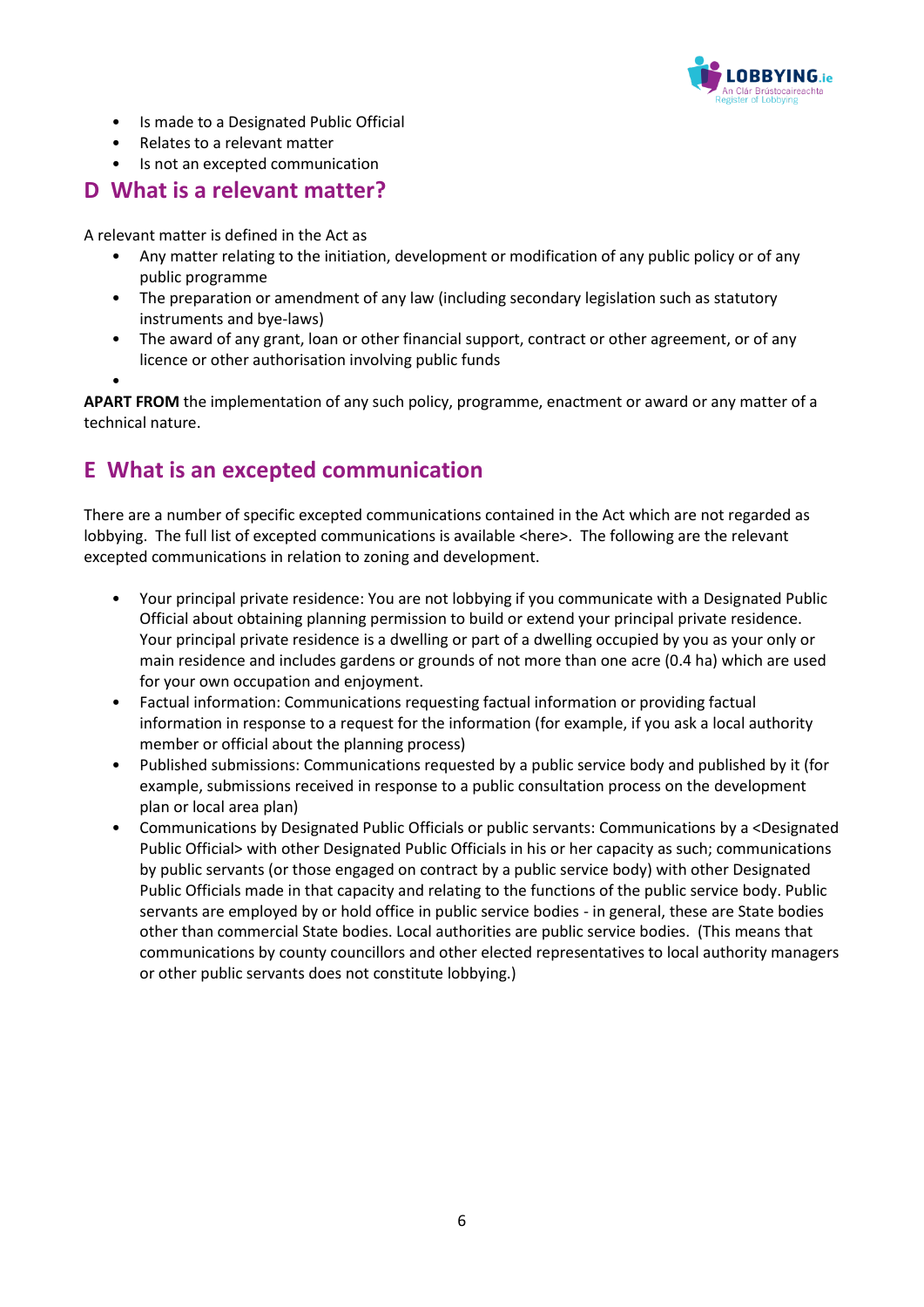- Is made to a Designated Public Official
- Relates to a relevant matter
- Is not an excepted communication

## D What is a relevant matter?

A relevant matter is defined in the Act as

- Any matter relating to the initiation, development or modification of any public policy or of any public programme
- The preparation or amendment of any law (including secondary legislation such as statutory instruments and bye-laws)
- The award of any grant, loan or other financial support, contract or other agreement, or of any licence or other authorisation involving public funds

**APART FROM** the implementation of any such policy, programme, enactment or award or any matter of a technical nature.

## E What is an excepted communication

There are a number of specific excepted communications contained in the Act which are not regarded as lobbying. The full list of excepted communications is available <here>. The following are the relevant excepted communications in relation to zoning and development.

- Your principal private residence: You are not lobbying if you communicate with a Designated Public Official about obtaining planning permission to build or extend your principal private residence. Your principal private residence is a dwelling or part of a dwelling occupied by you as your only or main residence and includes gardens or grounds of not more than one acre (0.4 ha) which are used for your own occupation and enjoyment.
- Factual information: Communications requesting factual information or providing factual information in response to a request for the information (for example, if you ask a local authority member or official about the planning process)
- Published submissions: Communications requested by a public service body and published by it (for example, submissions received in response to a public consultation process on the development plan or local area plan)
- Communications by Designated Public Officials or public servants: Communications by a <Designated Public Official> with other Designated Public Officials in his or her capacity as such; communications by public servants (or those engaged on contract by a public service body) with other Designated Public Officials made in that capacity and relating to the functions of the public service body. Public servants are employed by or hold office in public service bodies - in general, these are State bodies other than commercial State bodies. Local authorities are public service bodies. (This means that communications by county councillors and other elected representatives to local authority managers or other public servants does not constitute lobbying.)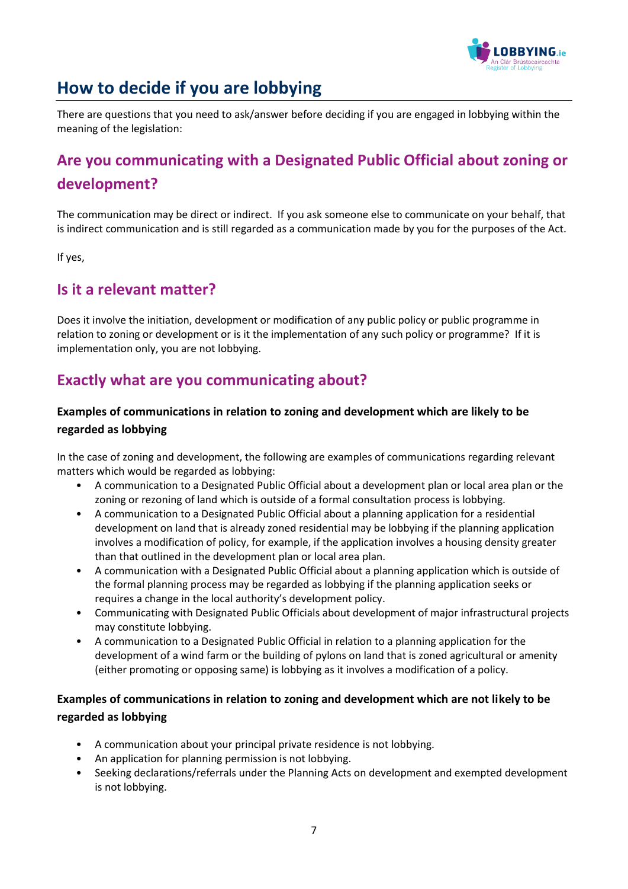# How to decide if you are lobbying

There are questions that you need to ask/answer before deciding if you are engaged in lobbying within the meaning of the legislation:

## Are you communicating with a Designated Public Official about zoning or development?

The communication may be direct or indirect. If you ask someone else to communicate on your behalf, that is indirect communication and is still regarded as a communication made by you for the purposes of the Act.

If yes,

## Is it a relevant matter?

Does it involve the initiation, development or modification of any public policy or public programme in relation to zoning or development or is it the implementation of any such policy or programme? If it is implementation only, you are not lobbying.

## Exactly what are you communicating about?

**Examples of communications in relation to zoning and development which are likely to be regarded as lobbying**

In the case of zoning and development, the following are examples of communications regarding relevant matters which would be regarded as lobbying:

- A communication to a Designated Public Official about a development plan or local area plan or the zoning or rezoning of land which is outside of a formal consultation process is lobbying.
- A communication to a Designated Public Official about a planning application for a residential development on land that is already zoned residential may be lobbying if the planning application involves a modification of policy, for example, if the application involves a housing density greater than that outlined in the development plan or local area plan.
- A communication with a Designated Public Official about a planning application which is outside of the formal planning process may be regarded as lobbying if the planning application seeks or requires a change in the local authority's development policy.
- Communicating with Designated Public Officials about development of major infrastructural projects may constitute lobbying.
- A communication to a Designated Public Official in relation to a planning application for the development of a wind farm or the building of pylons on land that is zoned agricultural or amenity (either promoting or opposing same) is lobbying as it involves a modification of a policy.

**Examples of communications in relation to zoning and development which are not likely to be regarded as lobbying**

- A communication about your principal private residence is not lobbying.
- An application for planning permission is not lobbying.
- Seeking declarations/referrals under the Planning Acts on development and exempted development is not lobbying.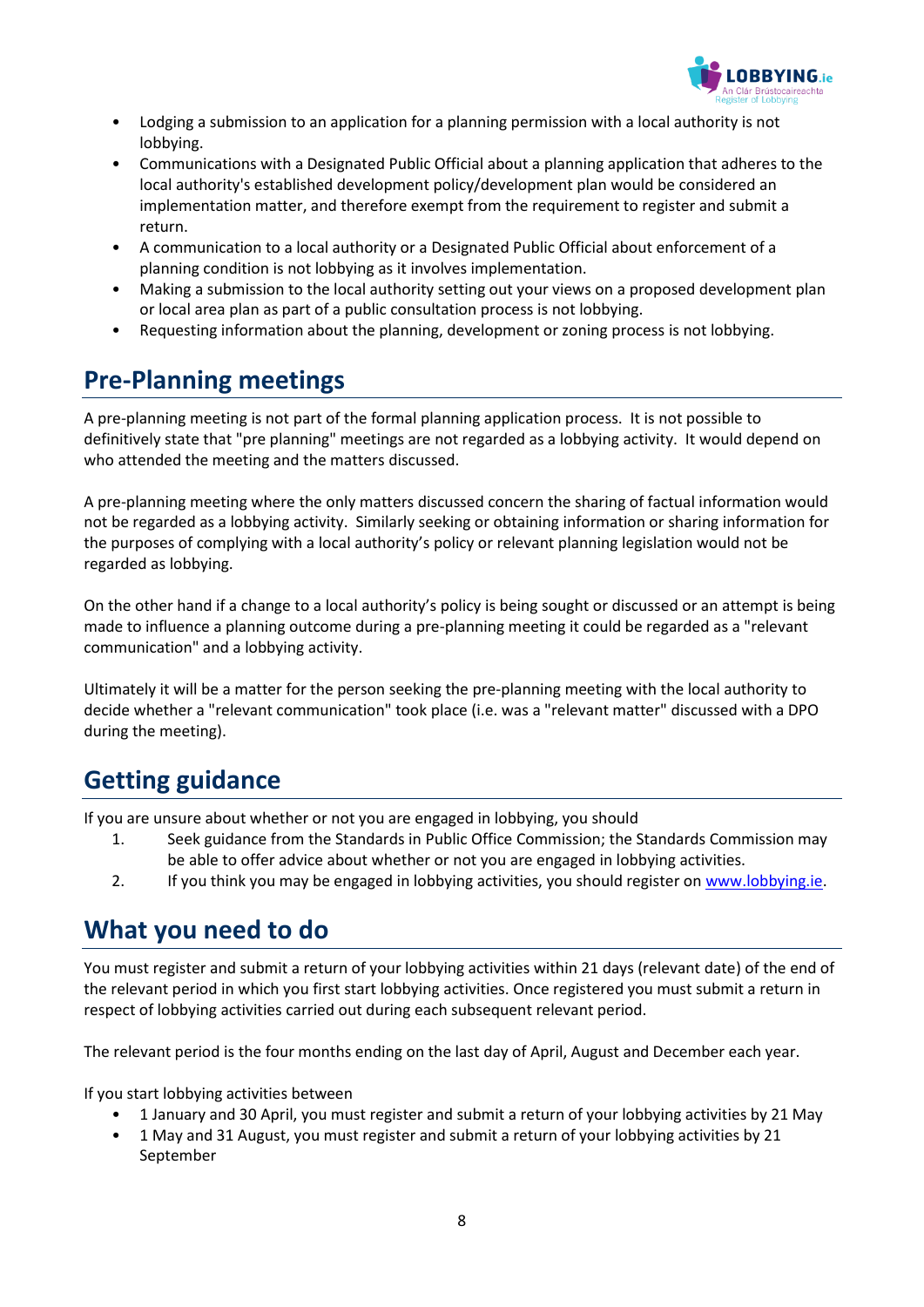- Lodging a submission to an application for a planning permission with a local authority is not lobbying.
- Communications with a Designated Public Official about a planning application that adheres to the local authority's established development policy/development plan would be considered an implementation matter, and therefore exempt from the requirement to register and submit a return.
- A communication to a local authority or a Designated Public Official about enforcement of a planning condition is not lobbying as it involves implementation.
- Making a submission to the local authority setting out your views on a proposed development plan or local area plan as part of a public consultation process is not lobbying.
- Requesting information about the planning, development or zoning process is not lobbying.

## Pre-Planning meetings

A pre-planning meeting is not part of the formal planning application process. It is not possible to definitively state that "pre planning" meetings are not regarded as a lobbying activity. It would depend on who attended the meeting and the matters discussed.

A pre-planning meeting where the only matters discussed concern the sharing of factual information would not be regarded as a lobbying activity. Similarly seeking or obtaining information or sharing information for the purposes of complying with a local authority's policy or relevant planning legislation would not be regarded as lobbying.

On the other hand if a change to a local authority's policy is being sought or discussed or an attempt is being made to influence a planning outcome during a pre-planning meeting it could be regarded as a "relevant communication" and a lobbying activity.

Ultimately it will be a matter for the person seeking the pre-planning meeting with the local authority to decide whether a "relevant communication" took place (i.e. was a "relevant matter" discussed with a DPO during the meeting).

## Getting guidance

If you are unsure about whether or not you are engaged in lobbying, you should

1. Seek guidance from the Standards in Public Office Commission; the Standards Commission may be able to offer advice about whether or not you are engaged in lobbying activities.
2. If you think you may be engaged in lobbying activities, you should register on [www.lobbying.ie](http://www.lobbying.ie).

## What you need to do

You must register and submit a return of your lobbying activities within 21 days (relevant date) of the end of the relevant period in which you first start lobbying activities. Once registered you must submit a return in respect of lobbying activities carried out during each subsequent relevant period.

The relevant period is the four months ending on the last day of April, August and December each year.

If you start lobbying activities between

- 1 January and 30 April, you must register and submit a return of your lobbying activities by 21 May
- 1 May and 31 August, you must register and submit a return of your lobbying activities by 21 September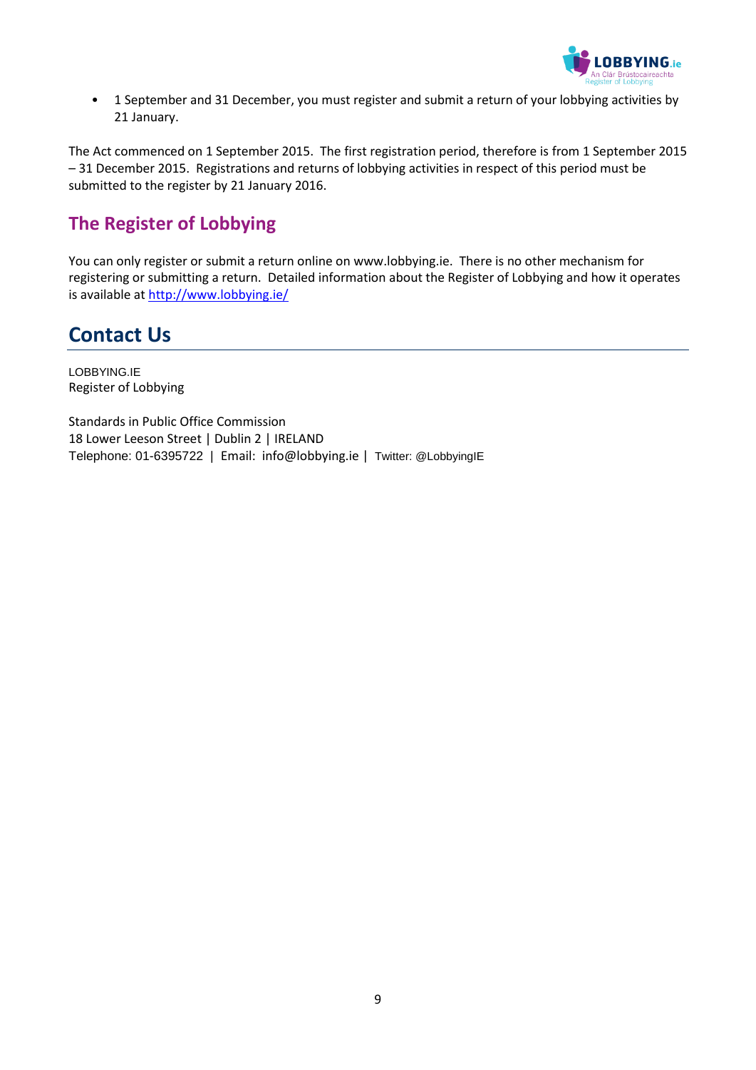- 1 September and 31 December, you must register and submit a return of your lobbying activities by 21 January.

The Act commenced on 1 September 2015. The first registration period, therefore is from 1 September 2015 – 31 December 2015. Registrations and returns of lobbying activities in respect of this period must be submitted to the register by 21 January 2016.

## The Register of Lobbying

You can only register or submit a return online on www.lobbying.ie. There is no other mechanism for registering or submitting a return. Detailed information about the Register of Lobbying and how it operates is available at [http://www.lobbying.ie/](http://www.lobbying.ie/)

# Contact Us

LOBBYING.IE
Register of Lobbying

Standards in Public Office Commission
18 Lower Leeson Street | Dublin 2 | IRELAND
Telephone: 01-6395722 | Email: info@lobbying.ie | Twitter: @LobbyingIE